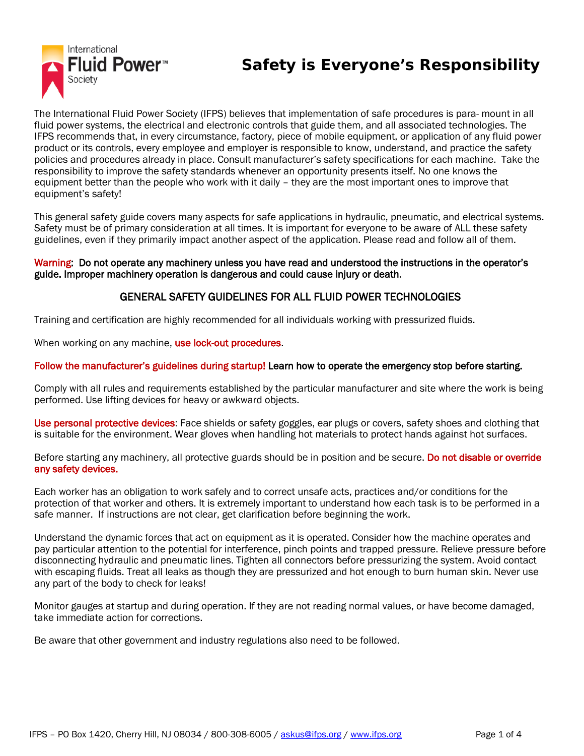# Safety is Everyone's Responsibility

The International Fluid Power Society (IFPS) believes that implementation of safe procedures is para- mount in all fluid power systems, the electrical and electronic controls that guide them, and all associated technologies. The IFPS recommends that, in every circumstance, factory, piece of mobile equipment, or application of any fluid power product or its controls, every employee and employer is responsible to know, understand, and practice the safety policies and procedures already in place. Consult manufacturer's safety specifications for each machine. Take the responsibility to improve the safety standards whenever an opportunity presents itself. No one knows the equipment better than the people who work with it daily – they are the most important ones to improve that equipment's safety!

This general safety guide covers many aspects for safe applications in hydraulic, pneumatic, and electrical systems. Safety must be of primary consideration at all times. It is important for everyone to be aware of ALL these safety guidelines, even if they primarily impact another aspect of the application. Please read and follow all of them.

**Warning: Do not operate any machinery unless you have read and understood the instructions in the operator's guide. Improper machinery operation is dangerous and could cause injury or death.**

## GENERAL SAFETY GUIDELINES FOR ALL FLUID POWER TECHNOLOGIES

Training and certification are highly recommended for all individuals working with pressurized fluids.

When working on any machine, use lock-out procedures.

**Follow the manufacturer's guidelines during startup! Learn how to operate the emergency stop before starting.**

Comply with all rules and requirements established by the particular manufacturer and site where the work is being performed. Use lifting devices for heavy or awkward objects.

Use personal protective devices: Face shields or safety goggles, ear plugs or covers, safety shoes and clothing that is suitable for the environment. Wear gloves when handling hot materials to protect hands against hot surfaces.

Before starting any machinery, all protective guards should be in position and be secure. Do not disable or override any safety devices.

Each worker has an obligation to work safely and to correct unsafe acts, practices and/or conditions for the protection of that worker and others. It is extremely important to understand how each task is to be performed in a safe manner. If instructions are not clear, get clarification before beginning the work.

Understand the dynamic forces that act on equipment as it is operated. Consider how the machine operates and pay particular attention to the potential for interference, pinch points and trapped pressure. Relieve pressure before disconnecting hydraulic and pneumatic lines. Tighten all connectors before pressurizing the system. Avoid contact with escaping fluids. Treat all leaks as though they are pressurized and hot enough to burn human skin. Never use any part of the body to check for leaks!

Monitor gauges at startup and during operation. If they are not reading normal values, or have become damaged, take immediate action for corrections.

Be aware that other government and industry regulations also need to be followed.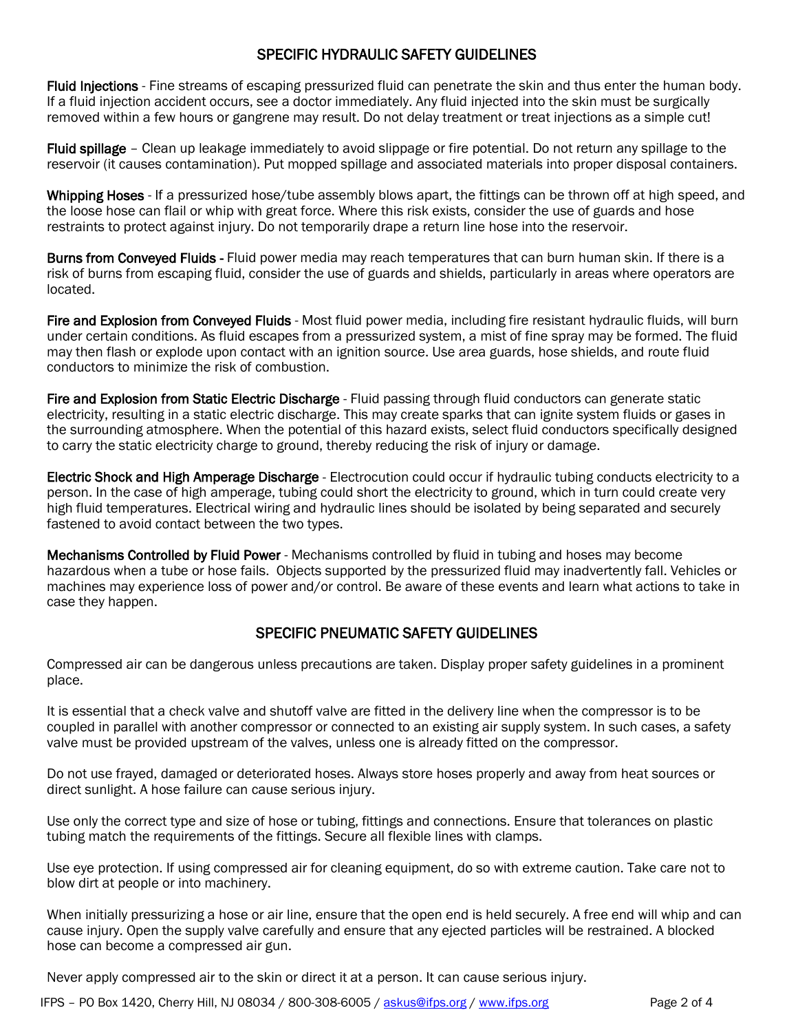## SPECIFIC HYDRAULIC SAFETY GUIDELINES

**Fluid Injections** - Fine streams of escaping pressurized fluid can penetrate the skin and thus enter the human body. If a fluid injection accident occurs, see a doctor immediately. Any fluid injected into the skin must be surgically removed within a few hours or gangrene may result. Do not delay treatment or treat injections as a simple cut!

**Fluid spillage** – Clean up leakage immediately to avoid slippage or fire potential. Do not return any spillage to the reservoir (it causes contamination). Put mopped spillage and associated materials into proper disposal containers.

**Whipping Hoses** - If a pressurized hose/tube assembly blows apart, the fittings can be thrown off at high speed, and the loose hose can flail or whip with great force. Where this risk exists, consider the use of guards and hose restraints to protect against injury. Do not temporarily drape a return line hose into the reservoir.

**Burns from Conveyed Fluids -** Fluid power media may reach temperatures that can burn human skin. If there is a risk of burns from escaping fluid, consider the use of guards and shields, particularly in areas where operators are located.

**Fire and Explosion from Conveyed Fluids** - Most fluid power media, including fire resistant hydraulic fluids, will burn under certain conditions. As fluid escapes from a pressurized system, a mist of fine spray may be formed. The fluid may then flash or explode upon contact with an ignition source. Use area guards, hose shields, and route fluid conductors to minimize the risk of combustion.

**Fire and Explosion from Static Electric Discharge** - Fluid passing through fluid conductors can generate static electricity, resulting in a static electric discharge. This may create sparks that can ignite system fluids or gases in the surrounding atmosphere. When the potential of this hazard exists, select fluid conductors specifically designed to carry the static electricity charge to ground, thereby reducing the risk of injury or damage.

**Electric Shock and High Amperage Discharge** - Electrocution could occur if hydraulic tubing conducts electricity to a person. In the case of high amperage, tubing could short the electricity to ground, which in turn could create very high fluid temperatures. Electrical wiring and hydraulic lines should be isolated by being separated and securely fastened to avoid contact between the two types.

**Mechanisms Controlled by Fluid Power** - Mechanisms controlled by fluid in tubing and hoses may become hazardous when a tube or hose fails. Objects supported by the pressurized fluid may inadvertently fall. Vehicles or machines may experience loss of power and/or control. Be aware of these events and learn what actions to take in case they happen.

## SPECIFIC PNEUMATIC SAFETY GUIDELINES

Compressed air can be dangerous unless precautions are taken. Display proper safety guidelines in a prominent place.

It is essential that a check valve and shutoff valve are fitted in the delivery line when the compressor is to be coupled in parallel with another compressor or connected to an existing air supply system. In such cases, a safety valve must be provided upstream of the valves, unless one is already fitted on the compressor.

Do not use frayed, damaged or deteriorated hoses. Always store hoses properly and away from heat sources or direct sunlight. A hose failure can cause serious injury.

Use only the correct type and size of hose or tubing, fittings and connections. Ensure that tolerances on plastic tubing match the requirements of the fittings. Secure all flexible lines with clamps.

Use eye protection. If using compressed air for cleaning equipment, do so with extreme caution. Take care not to blow dirt at people or into machinery.

When initially pressurizing a hose or air line, ensure that the open end is held securely. A free end will whip and can cause injury. Open the supply valve carefully and ensure that any ejected particles will be restrained. A blocked hose can become a compressed air gun.

Never apply compressed air to the skin or direct it at a person. It can cause serious injury.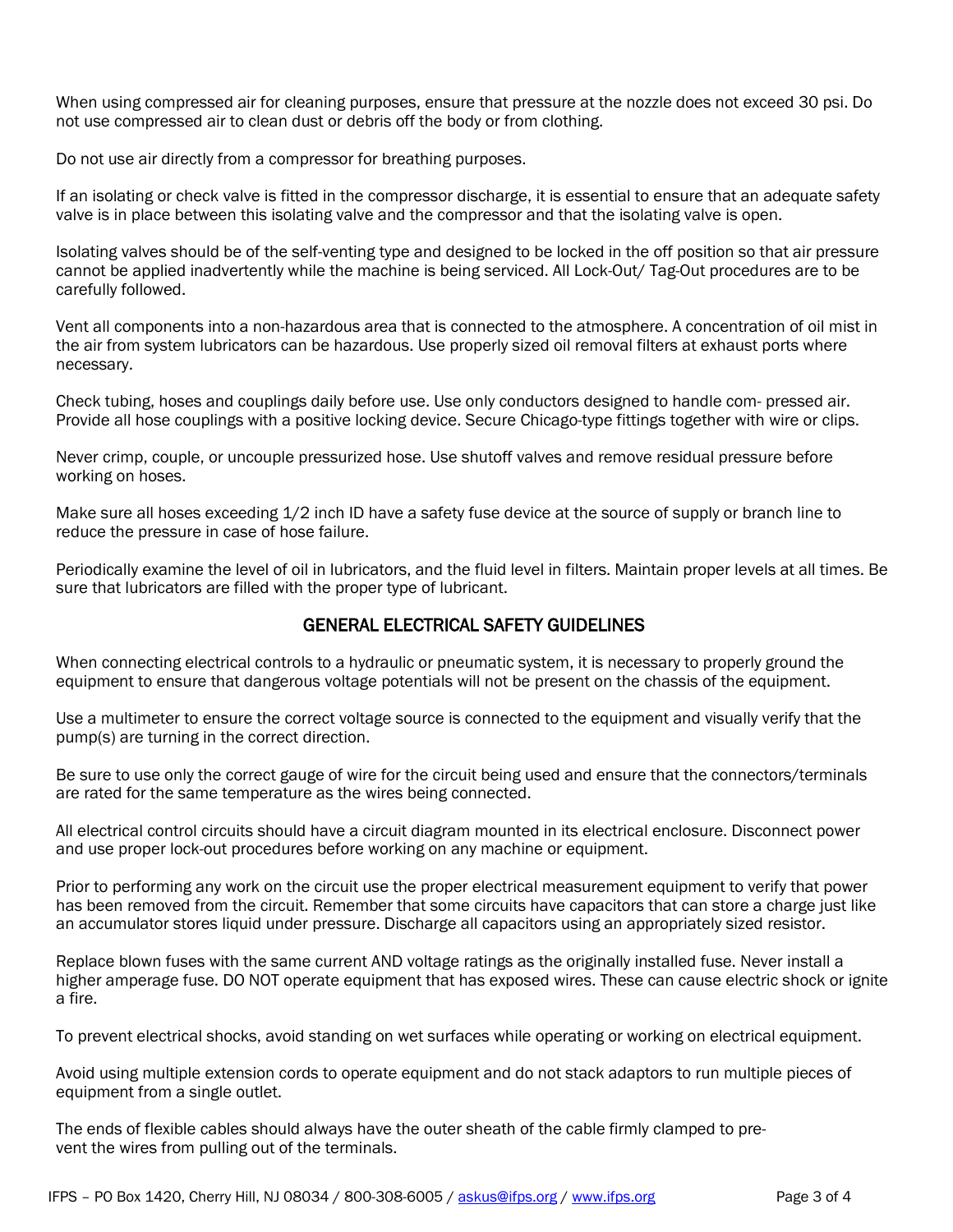When using compressed air for cleaning purposes, ensure that pressure at the nozzle does not exceed 30 psi. Do not use compressed air to clean dust or debris off the body or from clothing.

Do not use air directly from a compressor for breathing purposes.

If an isolating or check valve is fitted in the compressor discharge, it is essential to ensure that an adequate safety valve is in place between this isolating valve and the compressor and that the isolating valve is open.

Isolating valves should be of the self-venting type and designed to be locked in the off position so that air pressure cannot be applied inadvertently while the machine is being serviced. All Lock-Out/ Tag-Out procedures are to be carefully followed.

Vent all components into a non-hazardous area that is connected to the atmosphere. A concentration of oil mist in the air from system lubricators can be hazardous. Use properly sized oil removal filters at exhaust ports where necessary.

Check tubing, hoses and couplings daily before use. Use only conductors designed to handle com- pressed air. Provide all hose couplings with a positive locking device. Secure Chicago-type fittings together with wire or clips.

Never crimp, couple, or uncouple pressurized hose. Use shutoff valves and remove residual pressure before working on hoses.

Make sure all hoses exceeding 1/2 inch ID have a safety fuse device at the source of supply or branch line to reduce the pressure in case of hose failure.

Periodically examine the level of oil in lubricators, and the fluid level in filters. Maintain proper levels at all times. Be sure that lubricators are filled with the proper type of lubricant.

## GENERAL ELECTRICAL SAFETY GUIDELINES

When connecting electrical controls to a hydraulic or pneumatic system, it is necessary to properly ground the equipment to ensure that dangerous voltage potentials will not be present on the chassis of the equipment.

Use a multimeter to ensure the correct voltage source is connected to the equipment and visually verify that the pump(s) are turning in the correct direction.

Be sure to use only the correct gauge of wire for the circuit being used and ensure that the connectors/terminals are rated for the same temperature as the wires being connected.

All electrical control circuits should have a circuit diagram mounted in its electrical enclosure. Disconnect power and use proper lock-out procedures before working on any machine or equipment.

Prior to performing any work on the circuit use the proper electrical measurement equipment to verify that power has been removed from the circuit. Remember that some circuits have capacitors that can store a charge just like an accumulator stores liquid under pressure. Discharge all capacitors using an appropriately sized resistor.

Replace blown fuses with the same current AND voltage ratings as the originally installed fuse. Never install a higher amperage fuse. DO NOT operate equipment that has exposed wires. These can cause electric shock or ignite a fire.

To prevent electrical shocks, avoid standing on wet surfaces while operating or working on electrical equipment.

Avoid using multiple extension cords to operate equipment and do not stack adaptors to run multiple pieces of equipment from a single outlet.

The ends of flexible cables should always have the outer sheath of the cable firmly clamped to prevent the wires from pulling out of the terminals.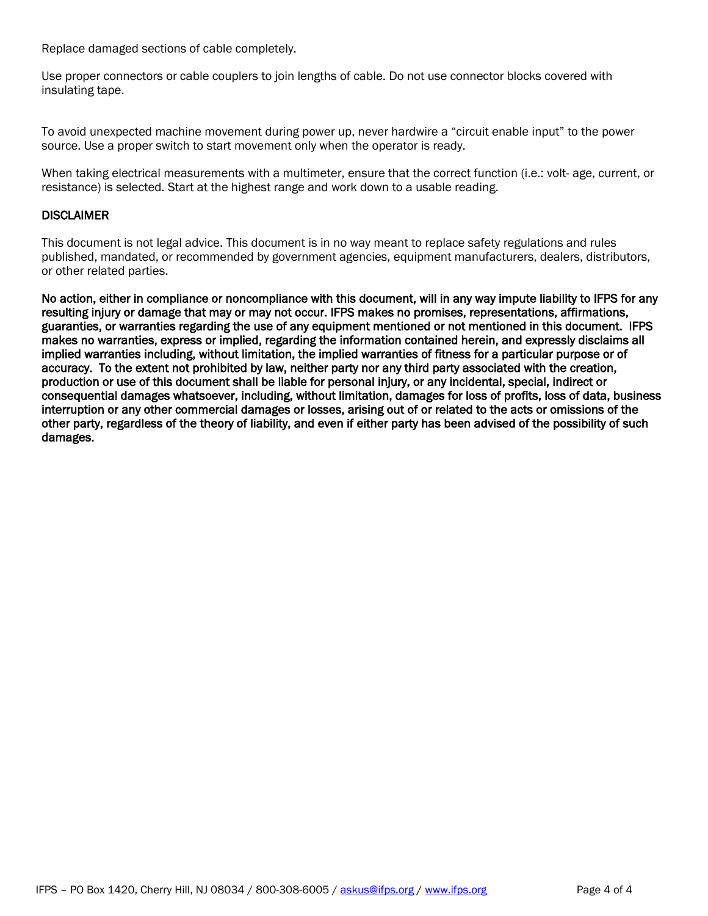Replace damaged sections of cable completely.

Use proper connectors or cable couplers to join lengths of cable. Do not use connector blocks covered with insulating tape.

To avoid unexpected machine movement during power up, never hardwire a "circuit enable input" to the power source. Use a proper switch to start movement only when the operator is ready.

When taking electrical measurements with a multimeter, ensure that the correct function (i.e.: volt- age, current, or resistance) is selected. Start at the highest range and work down to a usable reading.

## DISCLAIMER

This document is not legal advice. This document is in no way meant to replace safety regulations and rules published, mandated, or recommended by government agencies, equipment manufacturers, dealers, distributors, or other related parties.

**No action, either in compliance or noncompliance with this document, will in any way impute liability to IFPS for any resulting injury or damage that may or may not occur. IFPS makes no promises, representations, affirmations, guaranties, or warranties regarding the use of any equipment mentioned or not mentioned in this document. IFPS makes no warranties, express or implied, regarding the information contained herein, and expressly disclaims all implied warranties including, without limitation, the implied warranties of fitness for a particular purpose or of accuracy. To the extent not prohibited by law, neither party nor any third party associated with the creation, production or use of this document shall be liable for personal injury, or any incidental, special, indirect or consequential damages whatsoever, including, without limitation, damages for loss of profits, loss of data, business interruption or any other commercial damages or losses, arising out of or related to the acts or omissions of the other party, regardless of the theory of liability, and even if either party has been advised of the possibility of such damages.**